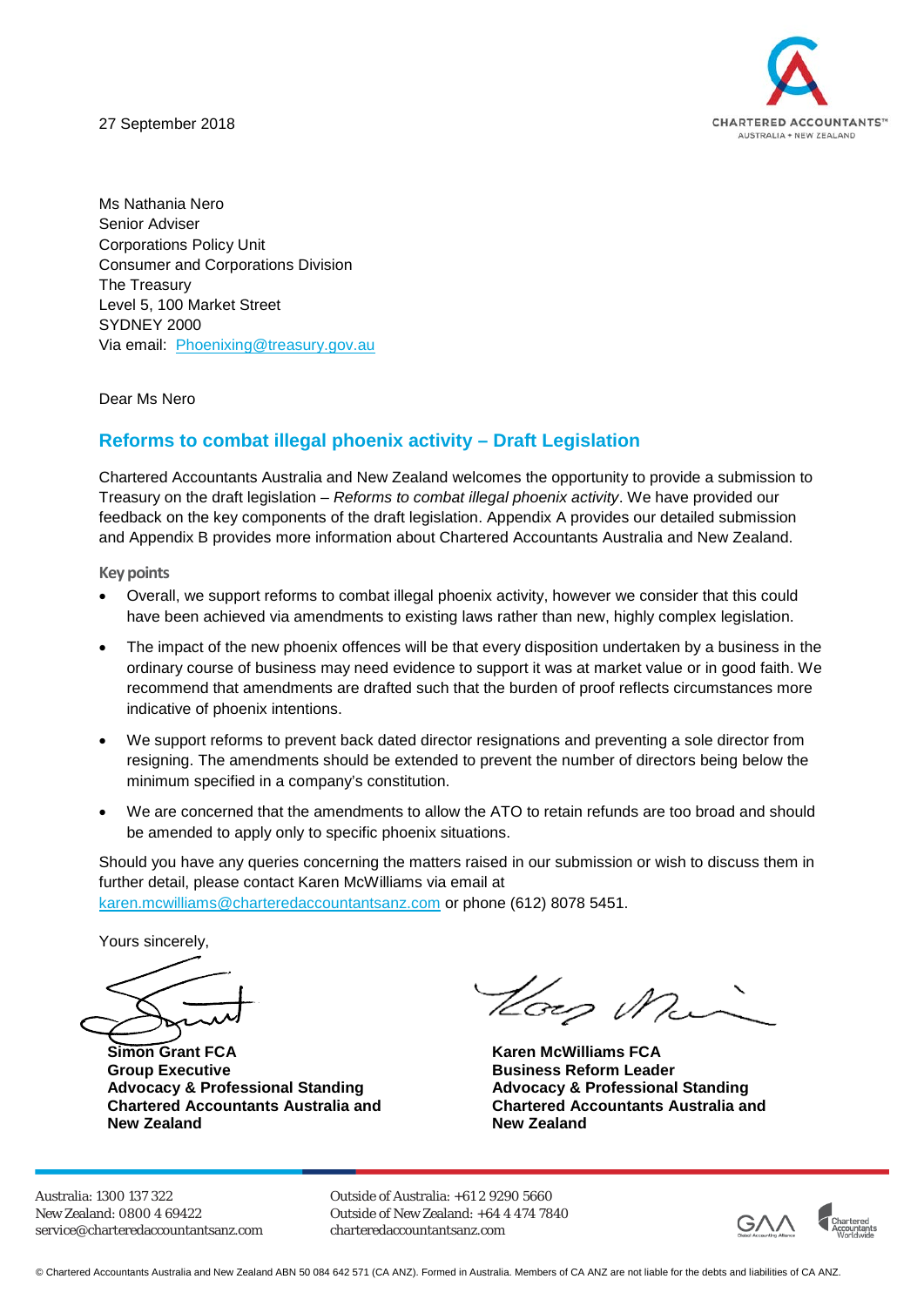27 September 2018

Ms Nathania Nero
Senior Adviser
Corporations Policy Unit
Consumer and Corporations Division
The Treasury
Level 5, 100 Market Street
SYDNEY 2000
Via email: Phoenixing@treasury.gov.au

Dear Ms Nero

## Reforms to combat illegal phoenix activity – Draft Legislation

Chartered Accountants Australia and New Zealand welcomes the opportunity to provide a submission to Treasury on the draft legislation – *Reforms to combat illegal phoenix activity*. We have provided our feedback on the key components of the draft legislation. Appendix A provides our detailed submission and Appendix B provides more information about Chartered Accountants Australia and New Zealand.

**Key points**

- Overall, we support reforms to combat illegal phoenix activity, however we consider that this could have been achieved via amendments to existing laws rather than new, highly complex legislation.
- The impact of the new phoenix offences will be that every disposition undertaken by a business in the ordinary course of business may need evidence to support it was at market value or in good faith. We recommend that amendments are drafted such that the burden of proof reflects circumstances more indicative of phoenix intentions.
- We support reforms to prevent back dated director resignations and preventing a sole director from resigning. The amendments should be extended to prevent the number of directors being below the minimum specified in a company's constitution.
- We are concerned that the amendments to allow the ATO to retain refunds are too broad and should be amended to apply only to specific phoenix situations.

Should you have any queries concerning the matters raised in our submission or wish to discuss them in further detail, please contact Karen McWilliams via email at karen.mcwilliams@charteredaccountantsanz.com or phone (612) 8078 5451.

Yours sincerely,

**Simon Grant FCA**
**Group Executive**
**Advocacy & Professional Standing**
**Chartered Accountants Australia and New Zealand**

**Karen McWilliams FCA**
**Business Reform Leader**
**Advocacy & Professional Standing**
**Chartered Accountants Australia and New Zealand**

Australia: 1300 137 322
New Zealand: 0800 4 69422
service@charteredaccountantsanz.com

Outside of Australia: +61 2 9290 5660
Outside of New Zealand: +64 4 474 7840
charteredaccountantsanz.com

© Chartered Accountants Australia and New Zealand ABN 50 084 642 571 (CA ANZ). Formed in Australia. Members of CA ANZ are not liable for the debts and liabilities of CA ANZ.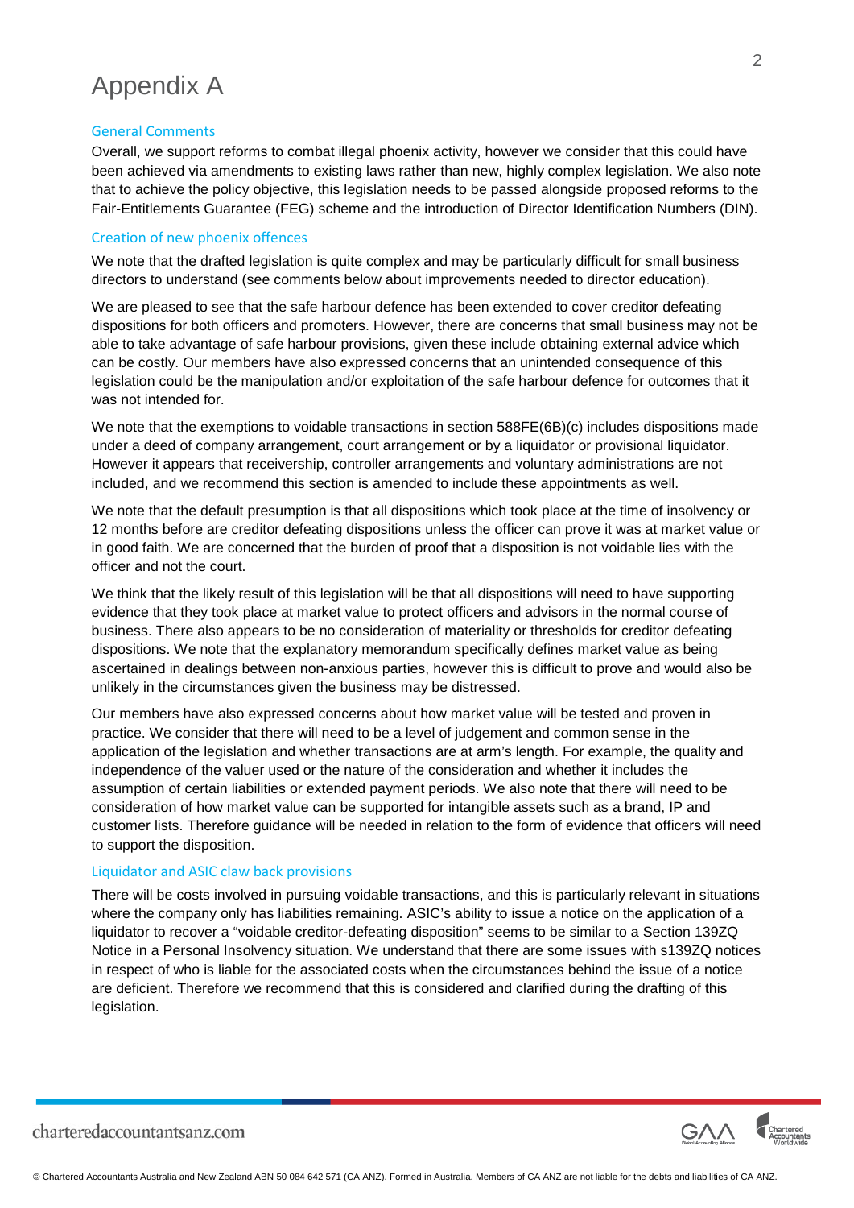# Appendix A

## General Comments

Overall, we support reforms to combat illegal phoenix activity, however we consider that this could have been achieved via amendments to existing laws rather than new, highly complex legislation. We also note that to achieve the policy objective, this legislation needs to be passed alongside proposed reforms to the Fair-Entitlements Guarantee (FEG) scheme and the introduction of Director Identification Numbers (DIN).

## Creation of new phoenix offences

We note that the drafted legislation is quite complex and may be particularly difficult for small business directors to understand (see comments below about improvements needed to director education).

We are pleased to see that the safe harbour defence has been extended to cover creditor defeating dispositions for both officers and promoters. However, there are concerns that small business may not be able to take advantage of safe harbour provisions, given these include obtaining external advice which can be costly. Our members have also expressed concerns that an unintended consequence of this legislation could be the manipulation and/or exploitation of the safe harbour defence for outcomes that it was not intended for.

We note that the exemptions to voidable transactions in section 588FE(6B)(c) includes dispositions made under a deed of company arrangement, court arrangement or by a liquidator or provisional liquidator. However it appears that receivership, controller arrangements and voluntary administrations are not included, and we recommend this section is amended to include these appointments as well.

We note that the default presumption is that all dispositions which took place at the time of insolvency or 12 months before are creditor defeating dispositions unless the officer can prove it was at market value or in good faith. We are concerned that the burden of proof that a disposition is not voidable lies with the officer and not the court.

We think that the likely result of this legislation will be that all dispositions will need to have supporting evidence that they took place at market value to protect officers and advisors in the normal course of business. There also appears to be no consideration of materiality or thresholds for creditor defeating dispositions. We note that the explanatory memorandum specifically defines market value as being ascertained in dealings between non-anxious parties, however this is difficult to prove and would also be unlikely in the circumstances given the business may be distressed.

Our members have also expressed concerns about how market value will be tested and proven in practice. We consider that there will need to be a level of judgement and common sense in the application of the legislation and whether transactions are at arm's length. For example, the quality and independence of the valuer used or the nature of the consideration and whether it includes the assumption of certain liabilities or extended payment periods. We also note that there will need to be consideration of how market value can be supported for intangible assets such as a brand, IP and customer lists. Therefore guidance will be needed in relation to the form of evidence that officers will need to support the disposition.

## Liquidator and ASIC claw back provisions

There will be costs involved in pursuing voidable transactions, and this is particularly relevant in situations where the company only has liabilities remaining. ASIC's ability to issue a notice on the application of a liquidator to recover a "voidable creditor-defeating disposition" seems to be similar to a Section 139ZQ Notice in a Personal Insolvency situation. We understand that there are some issues with s139ZQ notices in respect of who is liable for the associated costs when the circumstances behind the issue of a notice are deficient. Therefore we recommend that this is considered and clarified during the drafting of this legislation.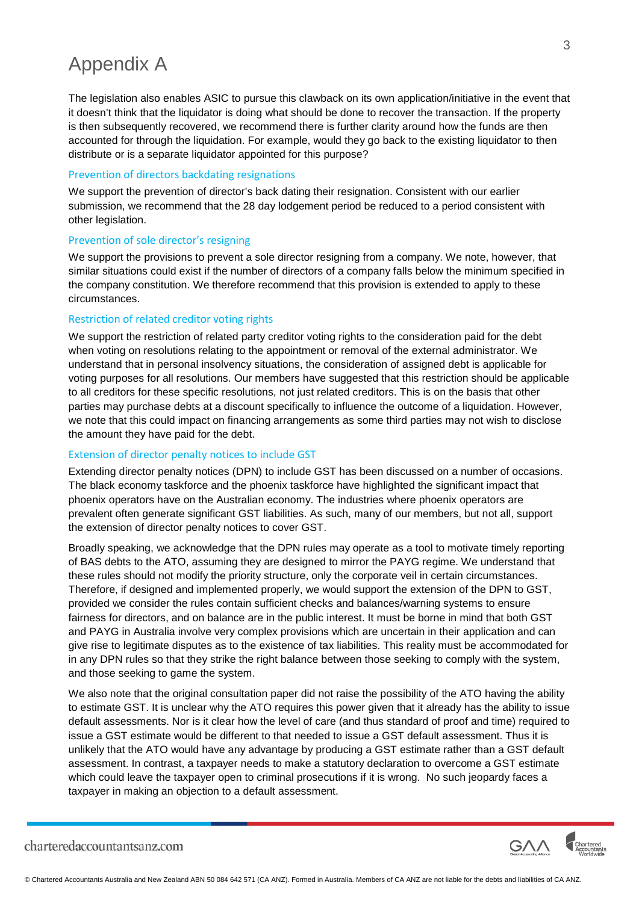# Appendix A

The legislation also enables ASIC to pursue this clawback on its own application/initiative in the event that it doesn't think that the liquidator is doing what should be done to recover the transaction. If the property is then subsequently recovered, we recommend there is further clarity around how the funds are then accounted for through the liquidation. For example, would they go back to the existing liquidator to then distribute or is a separate liquidator appointed for this purpose?

### Prevention of directors backdating resignations

We support the prevention of director's back dating their resignation. Consistent with our earlier submission, we recommend that the 28 day lodgement period be reduced to a period consistent with other legislation.

### Prevention of sole director's resigning

We support the provisions to prevent a sole director resigning from a company. We note, however, that similar situations could exist if the number of directors of a company falls below the minimum specified in the company constitution. We therefore recommend that this provision is extended to apply to these circumstances.

### Restriction of related creditor voting rights

We support the restriction of related party creditor voting rights to the consideration paid for the debt when voting on resolutions relating to the appointment or removal of the external administrator. We understand that in personal insolvency situations, the consideration of assigned debt is applicable for voting purposes for all resolutions. Our members have suggested that this restriction should be applicable to all creditors for these specific resolutions, not just related creditors. This is on the basis that other parties may purchase debts at a discount specifically to influence the outcome of a liquidation. However, we note that this could impact on financing arrangements as some third parties may not wish to disclose the amount they have paid for the debt.

### Extension of director penalty notices to include GST

Extending director penalty notices (DPN) to include GST has been discussed on a number of occasions. The black economy taskforce and the phoenix taskforce have highlighted the significant impact that phoenix operators have on the Australian economy. The industries where phoenix operators are prevalent often generate significant GST liabilities. As such, many of our members, but not all, support the extension of director penalty notices to cover GST.

Broadly speaking, we acknowledge that the DPN rules may operate as a tool to motivate timely reporting of BAS debts to the ATO, assuming they are designed to mirror the PAYG regime. We understand that these rules should not modify the priority structure, only the corporate veil in certain circumstances. Therefore, if designed and implemented properly, we would support the extension of the DPN to GST, provided we consider the rules contain sufficient checks and balances/warning systems to ensure fairness for directors, and on balance are in the public interest. It must be borne in mind that both GST and PAYG in Australia involve very complex provisions which are uncertain in their application and can give rise to legitimate disputes as to the existence of tax liabilities. This reality must be accommodated for in any DPN rules so that they strike the right balance between those seeking to comply with the system, and those seeking to game the system.

We also note that the original consultation paper did not raise the possibility of the ATO having the ability to estimate GST. It is unclear why the ATO requires this power given that it already has the ability to issue default assessments. Nor is it clear how the level of care (and thus standard of proof and time) required to issue a GST estimate would be different to that needed to issue a GST default assessment. Thus it is unlikely that the ATO would have any advantage by producing a GST estimate rather than a GST default assessment. In contrast, a taxpayer needs to make a statutory declaration to overcome a GST estimate which could leave the taxpayer open to criminal prosecutions if it is wrong. No such jeopardy faces a taxpayer in making an objection to a default assessment.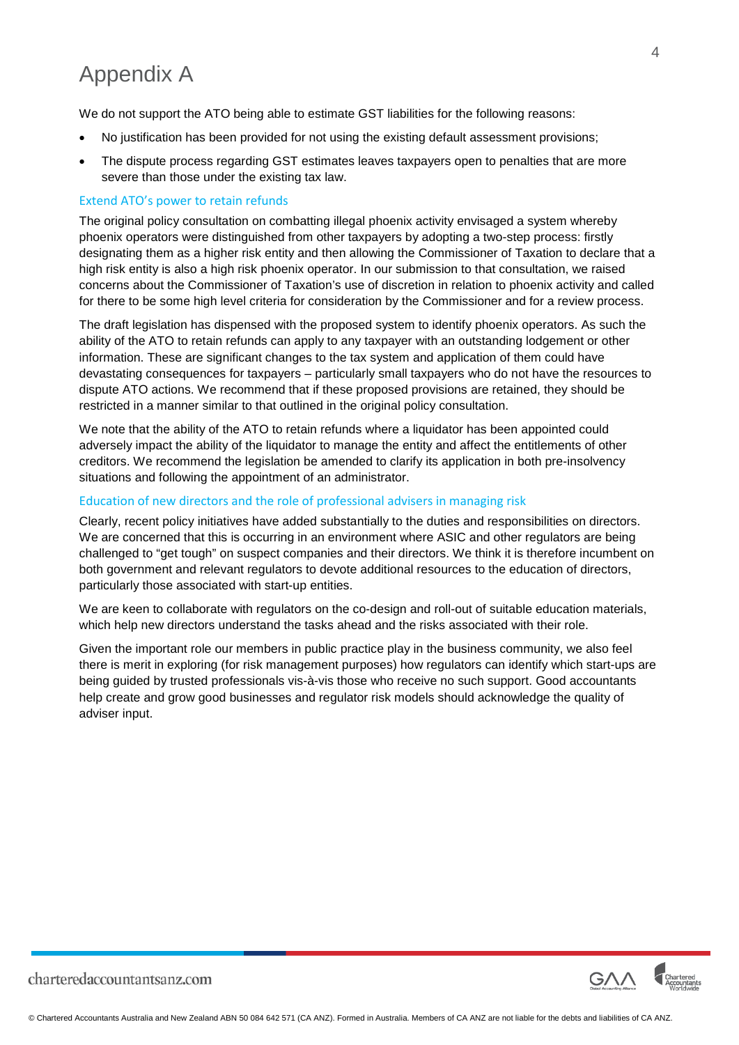# Appendix A

We do not support the ATO being able to estimate GST liabilities for the following reasons:

- No justification has been provided for not using the existing default assessment provisions;
- The dispute process regarding GST estimates leaves taxpayers open to penalties that are more severe than those under the existing tax law.

### Extend ATO's power to retain refunds

The original policy consultation on combatting illegal phoenix activity envisaged a system whereby phoenix operators were distinguished from other taxpayers by adopting a two-step process: firstly designating them as a higher risk entity and then allowing the Commissioner of Taxation to declare that a high risk entity is also a high risk phoenix operator. In our submission to that consultation, we raised concerns about the Commissioner of Taxation's use of discretion in relation to phoenix activity and called for there to be some high level criteria for consideration by the Commissioner and for a review process.

The draft legislation has dispensed with the proposed system to identify phoenix operators. As such the ability of the ATO to retain refunds can apply to any taxpayer with an outstanding lodgement or other information. These are significant changes to the tax system and application of them could have devastating consequences for taxpayers – particularly small taxpayers who do not have the resources to dispute ATO actions. We recommend that if these proposed provisions are retained, they should be restricted in a manner similar to that outlined in the original policy consultation.

We note that the ability of the ATO to retain refunds where a liquidator has been appointed could adversely impact the ability of the liquidator to manage the entity and affect the entitlements of other creditors. We recommend the legislation be amended to clarify its application in both pre-insolvency situations and following the appointment of an administrator.

### Education of new directors and the role of professional advisers in managing risk

Clearly, recent policy initiatives have added substantially to the duties and responsibilities on directors. We are concerned that this is occurring in an environment where ASIC and other regulators are being challenged to "get tough" on suspect companies and their directors. We think it is therefore incumbent on both government and relevant regulators to devote additional resources to the education of directors, particularly those associated with start-up entities.

We are keen to collaborate with regulators on the co-design and roll-out of suitable education materials, which help new directors understand the tasks ahead and the risks associated with their role.

Given the important role our members in public practice play in the business community, we also feel there is merit in exploring (for risk management purposes) how regulators can identify which start-ups are being guided by trusted professionals vis-à-vis those who receive no such support. Good accountants help create and grow good businesses and regulator risk models should acknowledge the quality of adviser input.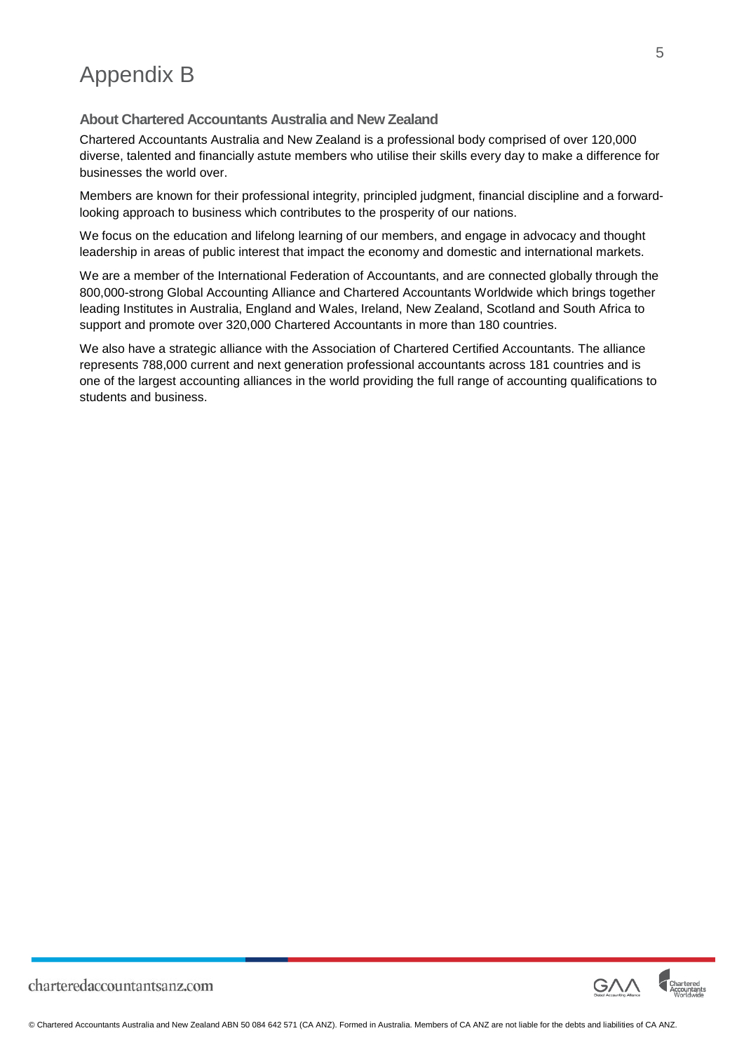# Appendix B

### About Chartered Accountants Australia and New Zealand

Chartered Accountants Australia and New Zealand is a professional body comprised of over 120,000 diverse, talented and financially astute members who utilise their skills every day to make a difference for businesses the world over.

Members are known for their professional integrity, principled judgment, financial discipline and a forward-looking approach to business which contributes to the prosperity of our nations.

We focus on the education and lifelong learning of our members, and engage in advocacy and thought leadership in areas of public interest that impact the economy and domestic and international markets.

We are a member of the International Federation of Accountants, and are connected globally through the 800,000-strong Global Accounting Alliance and Chartered Accountants Worldwide which brings together leading Institutes in Australia, England and Wales, Ireland, New Zealand, Scotland and South Africa to support and promote over 320,000 Chartered Accountants in more than 180 countries.

We also have a strategic alliance with the Association of Chartered Certified Accountants. The alliance represents 788,000 current and next generation professional accountants across 181 countries and is one of the largest accounting alliances in the world providing the full range of accounting qualifications to students and business.

charteredaccountantsanz.com

© Chartered Accountants Australia and New Zealand ABN 50 084 642 571 (CA ANZ). Formed in Australia. Members of CA ANZ are not liable for the debts and liabilities of CA ANZ.